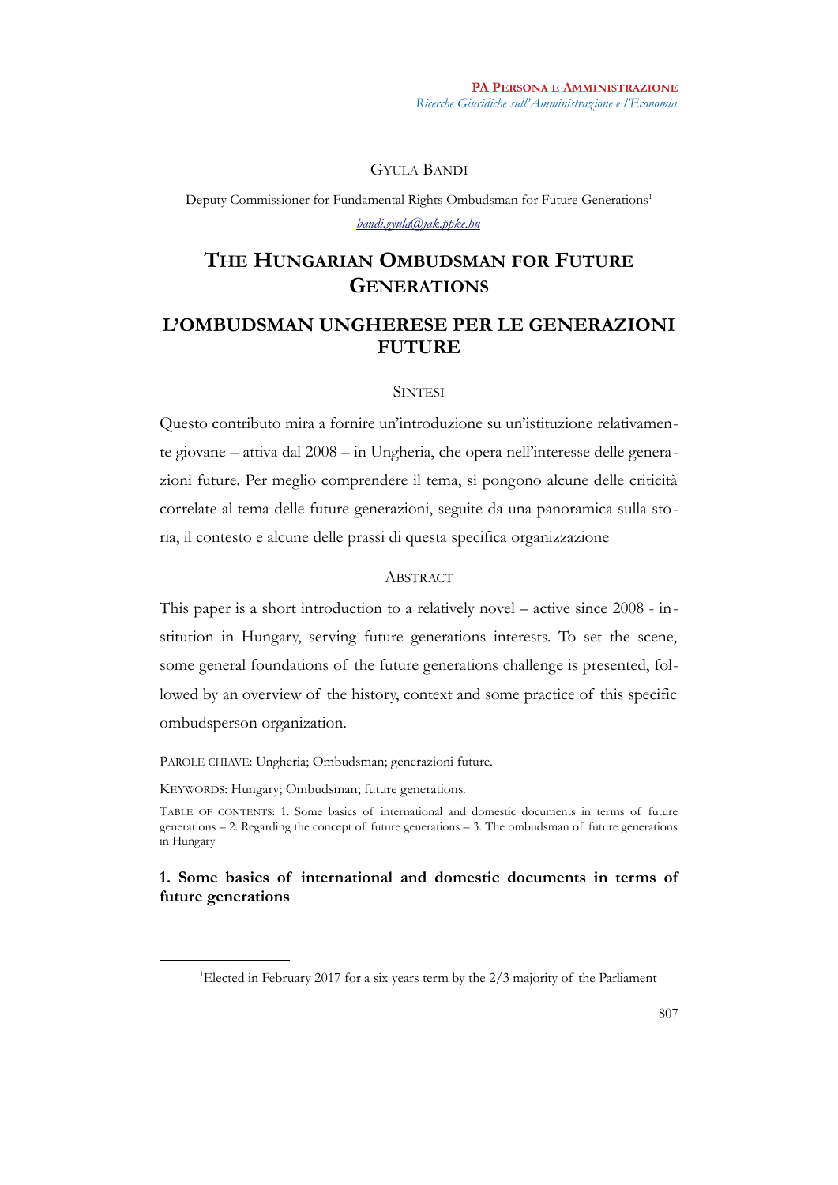GYULA BANDI

Deputy Commissioner for Fundamental Rights Ombudsman for Future Generations[1]

*bandi.gyula@jak.ppke.hu*

# THE HUNGARIAN OMBUDSMAN FOR FUTURE GENERATIONS

# L'OMBUDSMAN UNGHERESE PER LE GENERAZIONI FUTURE

## SINTESI

Questo contributo mira a fornire un'introduzione su un'istituzione relativamente giovane – attiva dal 2008 – in Ungheria, che opera nell'interesse delle generazioni future. Per meglio comprendere il tema, si pongono alcune delle criticità correlate al tema delle future generazioni, seguite da una panoramica sulla storia, il contesto e alcune delle prassi di questa specifica organizzazione

## ABSTRACT

This paper is a short introduction to a relatively novel – active since 2008 - institution in Hungary, serving future generations interests. To set the scene, some general foundations of the future generations challenge is presented, followed by an overview of the history, context and some practice of this specific ombudsperson organization.

PAROLE CHIAVE: Ungheria; Ombudsman; generazioni future.

KEYWORDS: Hungary; Ombudsman; future generations.

TABLE OF CONTENTS: 1. Some basics of international and domestic documents in terms of future generations – 2. Regarding the concept of future generations – 3. The ombudsman of future generations in Hungary

## 1. Some basics of international and domestic documents in terms of future generations

[1] Elected in February 2017 for a six years term by the 2/3 majority of the Parliament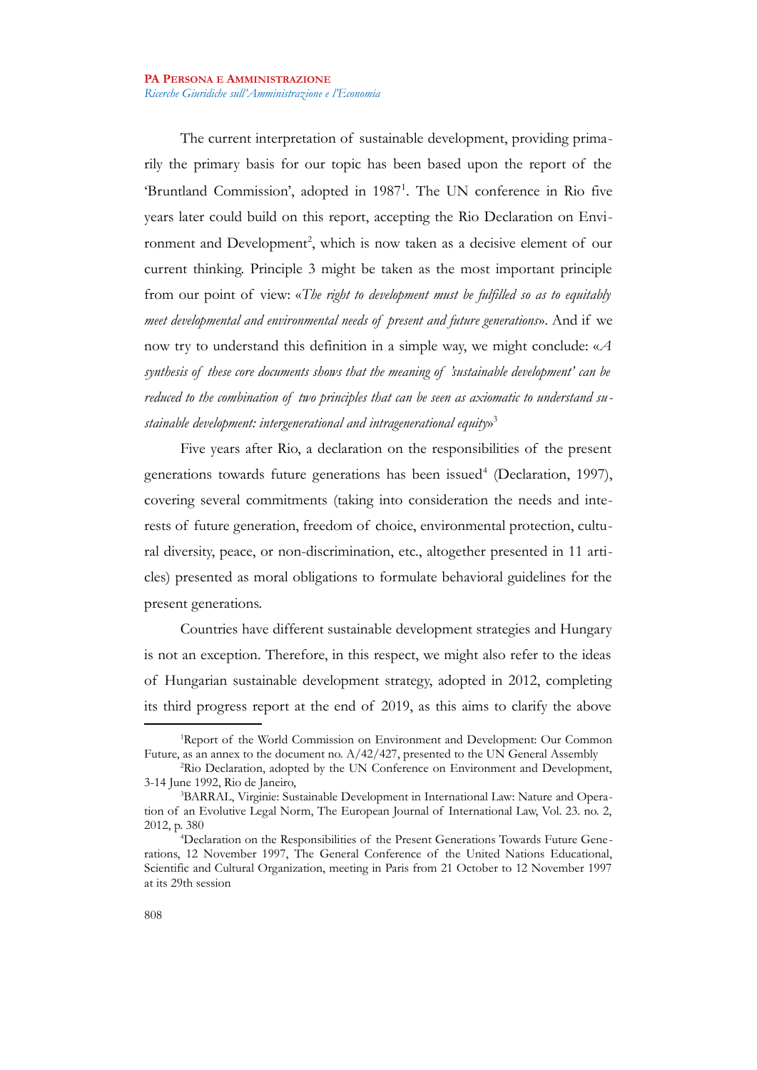The current interpretation of sustainable development, providing primarily the primary basis for our topic has been based upon the report of the 'Bruntland Commission', adopted in 1987[1]. The UN conference in Rio five years later could build on this report, accepting the Rio Declaration on Environment and Development[2], which is now taken as a decisive element of our current thinking. Principle 3 might be taken as the most important principle from our point of view: «*The right to development must be fulfilled so as to equitably meet developmental and environmental needs of present and future generations*». And if we now try to understand this definition in a simple way, we might conclude: «*A synthesis of these core documents shows that the meaning of 'sustainable development' can be reduced to the combination of two principles that can be seen as axiomatic to understand sustainable development: intergenerational and intragenerational equity*»[3]

Five years after Rio, a declaration on the responsibilities of the present generations towards future generations has been issued[4] (Declaration, 1997), covering several commitments (taking into consideration the needs and interests of future generation, freedom of choice, environmental protection, cultural diversity, peace, or non-discrimination, etc., altogether presented in 11 articles) presented as moral obligations to formulate behavioral guidelines for the present generations.

Countries have different sustainable development strategies and Hungary is not an exception. Therefore, in this respect, we might also refer to the ideas of Hungarian sustainable development strategy, adopted in 2012, completing its third progress report at the end of 2019, as this aims to clarify the above

---

[1]Report of the World Commission on Environment and Development: Our Common Future, as an annex to the document no. A/42/427, presented to the UN General Assembly

[2]Rio Declaration, adopted by the UN Conference on Environment and Development, 3-14 June 1992, Rio de Janeiro,

[3]BARRAL, Virginie: Sustainable Development in International Law: Nature and Operation of an Evolutive Legal Norm, The European Journal of International Law, Vol. 23. no. 2, 2012, p. 380

[4]Declaration on the Responsibilities of the Present Generations Towards Future Generations, 12 November 1997, The General Conference of the United Nations Educational, Scientific and Cultural Organization, meeting in Paris from 21 October to 12 November 1997 at its 29th session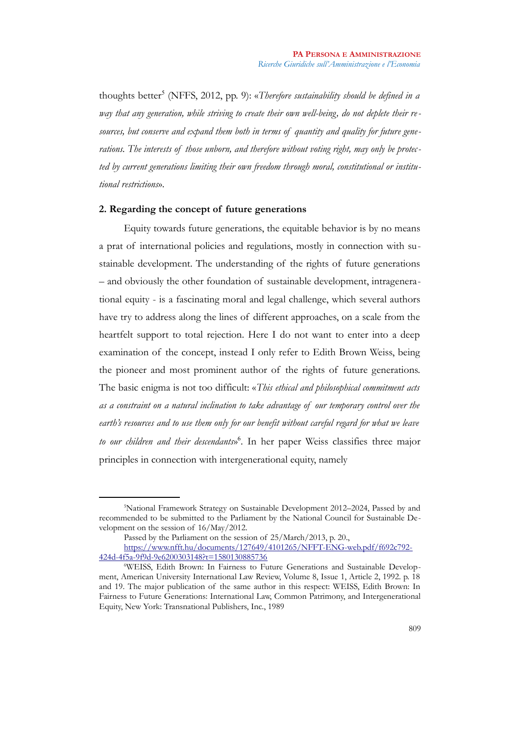thoughts better[5] (NFFS, 2012, pp. 9): «*Therefore sustainability should be defined in a way that any generation, while striving to create their own well-being, do not deplete their resources, but conserve and expand them both in terms of quantity and quality for future generations. The interests of those unborn, and therefore without voting right, may only be protected by current generations limiting their own freedom through moral, constitutional or institutional restrictions*».

## 2. Regarding the concept of future generations

Equity towards future generations, the equitable behavior is by no means a prat of international policies and regulations, mostly in connection with sustainable development. The understanding of the rights of future generations – and obviously the other foundation of sustainable development, intragenerational equity - is a fascinating moral and legal challenge, which several authors have try to address along the lines of different approaches, on a scale from the heartfelt support to total rejection. Here I do not want to enter into a deep examination of the concept, instead I only refer to Edith Brown Weiss, being the pioneer and most prominent author of the rights of future generations. The basic enigma is not too difficult: «*This ethical and philosophical commitment acts as a constraint on a natural inclination to take advantage of our temporary control over the earth's resources and to use them only for our benefit without careful regard for what we leave to our children and their descendants*»[6]. In her paper Weiss classifies three major principles in connection with intergenerational equity, namely

---

[5] National Framework Strategy on Sustainable Development 2012–2024, Passed by and recommended to be submitted to the Parliament by the National Council for Sustainable Development on the session of 16/May/2012.

Passed by the Parliament on the session of 25/March/2013, p. 20., https://www.nfft.hu/documents/127649/4101265/NFFT-ENG-web.pdf/f692c792-424d-4f5a-9f9d-9e6200303148?t=1580130885736

[6] WEISS, Edith Brown: In Fairness to Future Generations and Sustainable Development, American University International Law Review, Volume 8, Issue 1, Article 2, 1992. p. 18 and 19. The major publication of the same author in this respect: WEISS, Edith Brown: In Fairness to Future Generations: International Law, Common Patrimony, and Intergenerational Equity, New York: Transnational Publishers, Inc., 1989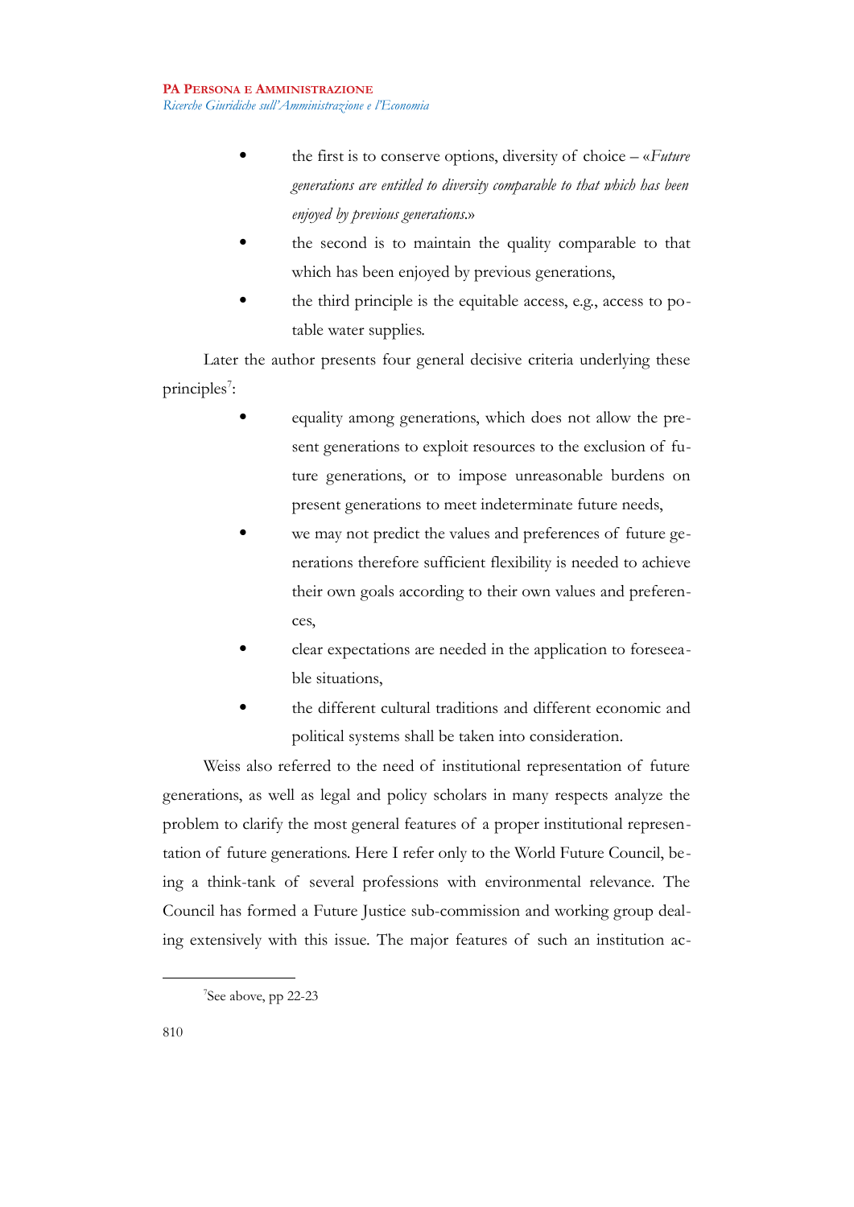- the first is to conserve options, diversity of choice – «*Future generations are entitled to diversity comparable to that which has been enjoyed by previous generations.*»
- the second is to maintain the quality comparable to that which has been enjoyed by previous generations,
- the third principle is the equitable access, e.g., access to potable water supplies.

Later the author presents four general decisive criteria underlying these principles[7]:

- equality among generations, which does not allow the present generations to exploit resources to the exclusion of future generations, or to impose unreasonable burdens on present generations to meet indeterminate future needs,
- we may not predict the values and preferences of future generations therefore sufficient flexibility is needed to achieve their own goals according to their own values and preferences,
- clear expectations are needed in the application to foreseeable situations,
- the different cultural traditions and different economic and political systems shall be taken into consideration.

Weiss also referred to the need of institutional representation of future generations, as well as legal and policy scholars in many respects analyze the problem to clarify the most general features of a proper institutional representation of future generations. Here I refer only to the World Future Council, being a think-tank of several professions with environmental relevance. The Council has formed a Future Justice sub-commission and working group dealing extensively with this issue. The major features of such an institution ac-

[7]See above, pp 22-23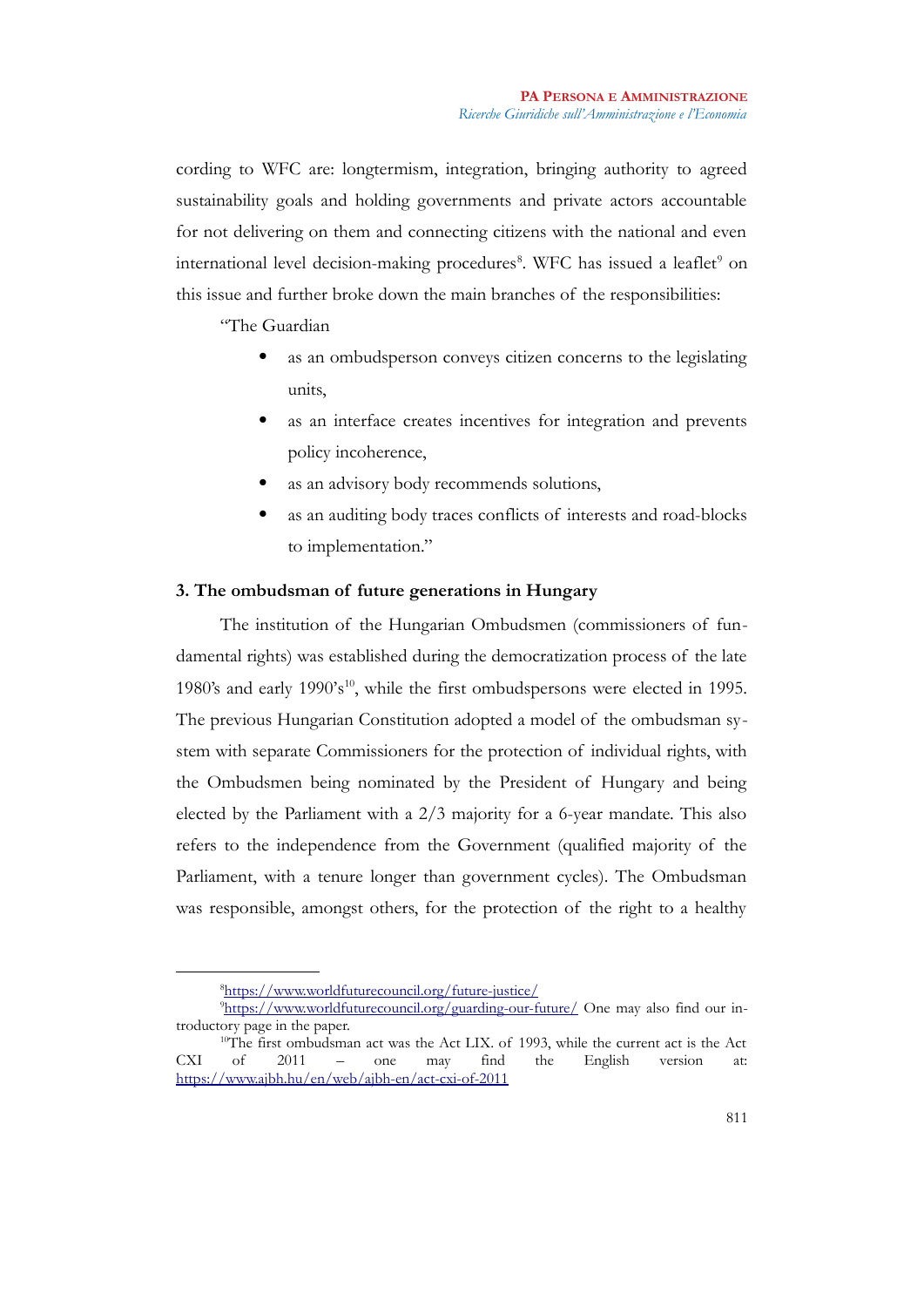cording to WFC are: longtermism, integration, bringing authority to agreed sustainability goals and holding governments and private actors accountable for not delivering on them and connecting citizens with the national and even international level decision-making procedures[8]. WFC has issued a leaflet[9] on this issue and further broke down the main branches of the responsibilities:

"The Guardian

- as an ombudsperson conveys citizen concerns to the legislating units,
- as an interface creates incentives for integration and prevents policy incoherence,
- as an advisory body recommends solutions,
- as an auditing body traces conflicts of interests and road-blocks to implementation."

**3. The ombudsman of future generations in Hungary**

The institution of the Hungarian Ombudsmen (commissioners of fundamental rights) was established during the democratization process of the late 1980's and early 1990's[10], while the first ombudspersons were elected in 1995. The previous Hungarian Constitution adopted a model of the ombudsman system with separate Commissioners for the protection of individual rights, with the Ombudsmen being nominated by the President of Hungary and being elected by the Parliament with a 2/3 majority for a 6-year mandate. This also refers to the independence from the Government (qualified majority of the Parliament, with a tenure longer than government cycles). The Ombudsman was responsible, amongst others, for the protection of the right to a healthy

---

[8] https://www.worldfuturecouncil.org/future-justice/

[9] https://www.worldfuturecouncil.org/guarding-our-future/ One may also find our introductory page in the paper.

[10] The first ombudsman act was the Act LIX. of 1993, while the current act is the Act CXI of 2011 – one may find the English version at: https://www.ajbh.hu/en/web/ajbh-en/act-cxi-of-2011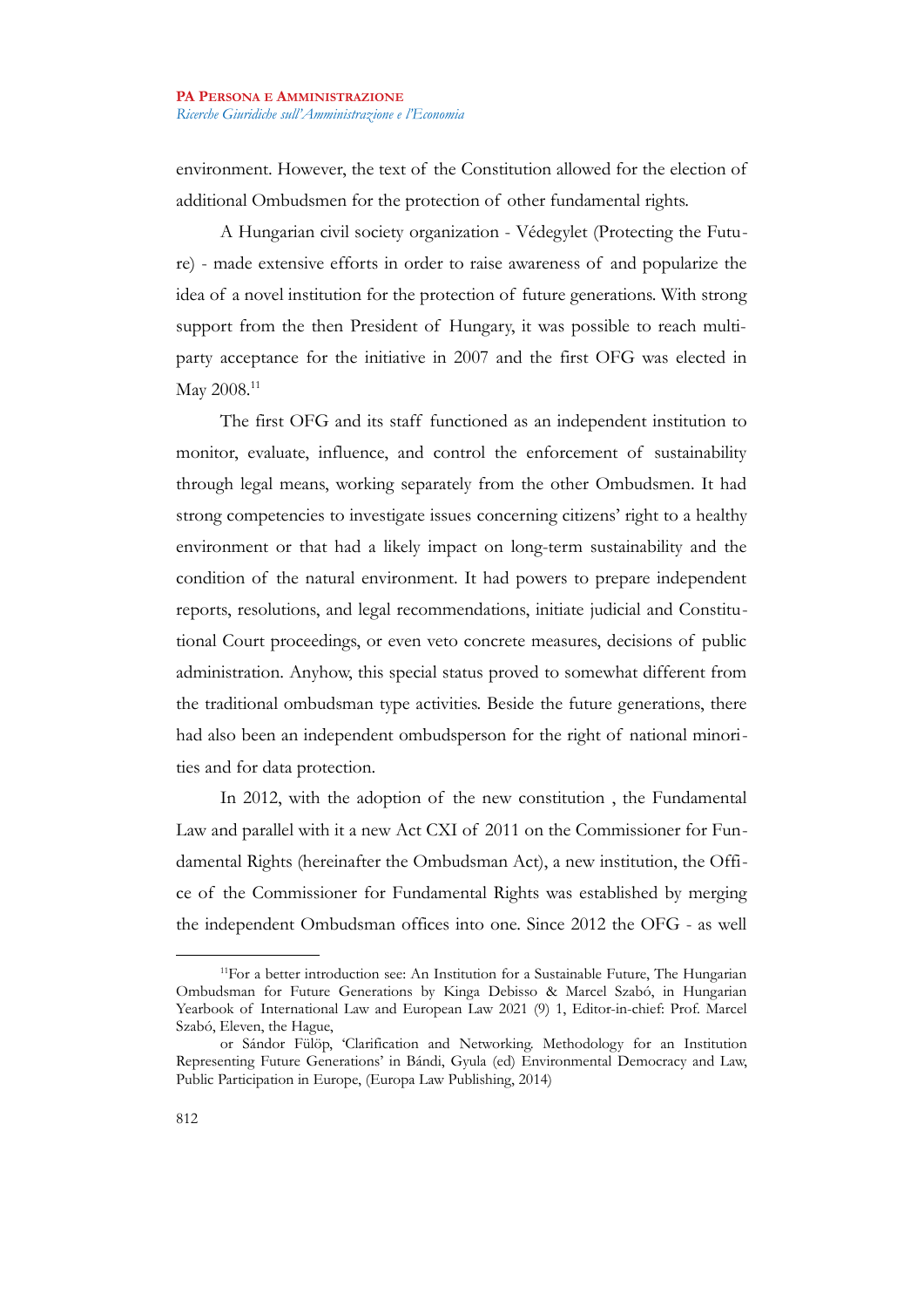environment. However, the text of the Constitution allowed for the election of additional Ombudsmen for the protection of other fundamental rights.

A Hungarian civil society organization - Védegylet (Protecting the Future) - made extensive efforts in order to raise awareness of and popularize the idea of a novel institution for the protection of future generations. With strong support from the then President of Hungary, it was possible to reach multi-party acceptance for the initiative in 2007 and the first OFG was elected in May 2008.[11]

The first OFG and its staff functioned as an independent institution to monitor, evaluate, influence, and control the enforcement of sustainability through legal means, working separately from the other Ombudsmen. It had strong competencies to investigate issues concerning citizens' right to a healthy environment or that had a likely impact on long-term sustainability and the condition of the natural environment. It had powers to prepare independent reports, resolutions, and legal recommendations, initiate judicial and Constitutional Court proceedings, or even veto concrete measures, decisions of public administration. Anyhow, this special status proved to somewhat different from the traditional ombudsman type activities. Beside the future generations, there had also been an independent ombudsperson for the right of national minorities and for data protection.

In 2012, with the adoption of the new constitution , the Fundamental Law and parallel with it a new Act CXI of 2011 on the Commissioner for Fundamental Rights (hereinafter the Ombudsman Act), a new institution, the Office of the Commissioner for Fundamental Rights was established by merging the independent Ombudsman offices into one. Since 2012 the OFG - as well

---

[11] For a better introduction see: An Institution for a Sustainable Future, The Hungarian Ombudsman for Future Generations by Kinga Debisso & Marcel Szabó, in Hungarian Yearbook of International Law and European Law 2021 (9) 1, Editor-in-chief: Prof. Marcel Szabó, Eleven, the Hague,

or Sándor Fülöp, 'Clarification and Networking. Methodology for an Institution Representing Future Generations' in Bándi, Gyula (ed) Environmental Democracy and Law, Public Participation in Europe, (Europa Law Publishing, 2014)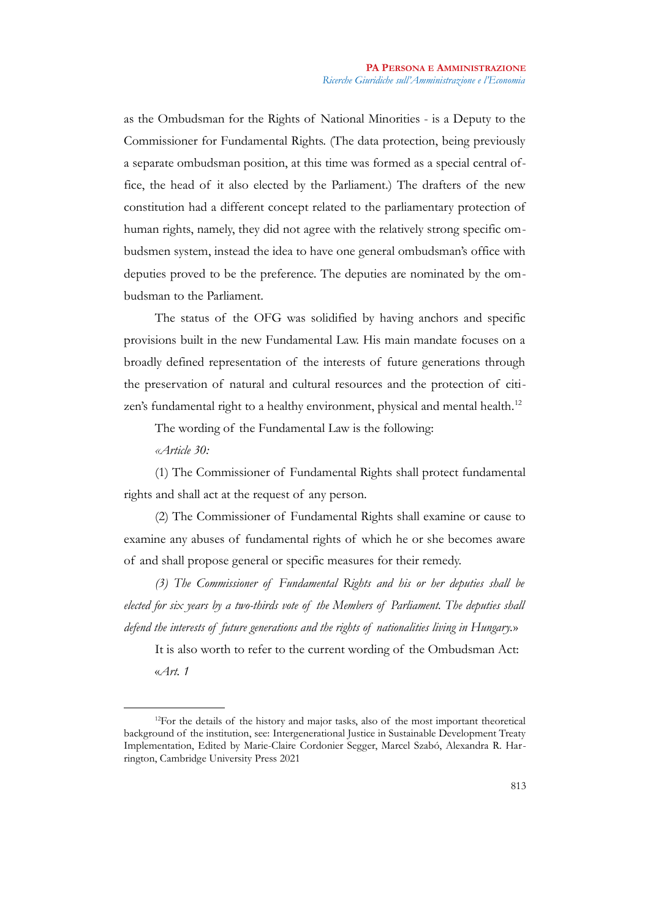as the Ombudsman for the Rights of National Minorities - is a Deputy to the Commissioner for Fundamental Rights. (The data protection, being previously a separate ombudsman position, at this time was formed as a special central office, the head of it also elected by the Parliament.) The drafters of the new constitution had a different concept related to the parliamentary protection of human rights, namely, they did not agree with the relatively strong specific ombudsmen system, instead the idea to have one general ombudsman's office with deputies proved to be the preference. The deputies are nominated by the ombudsman to the Parliament.

The status of the OFG was solidified by having anchors and specific provisions built in the new Fundamental Law. His main mandate focuses on a broadly defined representation of the interests of future generations through the preservation of natural and cultural resources and the protection of citizen's fundamental right to a healthy environment, physical and mental health.[12]

The wording of the Fundamental Law is the following:

«*Article 30:*

(1) The Commissioner of Fundamental Rights shall protect fundamental rights and shall act at the request of any person.

(2) The Commissioner of Fundamental Rights shall examine or cause to examine any abuses of fundamental rights of which he or she becomes aware of and shall propose general or specific measures for their remedy.

*(3) The Commissioner of Fundamental Rights and his or her deputies shall be elected for six years by a two-thirds vote of the Members of Parliament. The deputies shall defend the interests of future generations and the rights of nationalities living in Hungary.*»

It is also worth to refer to the current wording of the Ombudsman Act:

«*Art. 1*

---

[12]For the details of the history and major tasks, also of the most important theoretical background of the institution, see: Intergenerational Justice in Sustainable Development Treaty Implementation, Edited by Marie-Claire Cordonier Segger, Marcel Szabó, Alexandra R. Harrington, Cambridge University Press 2021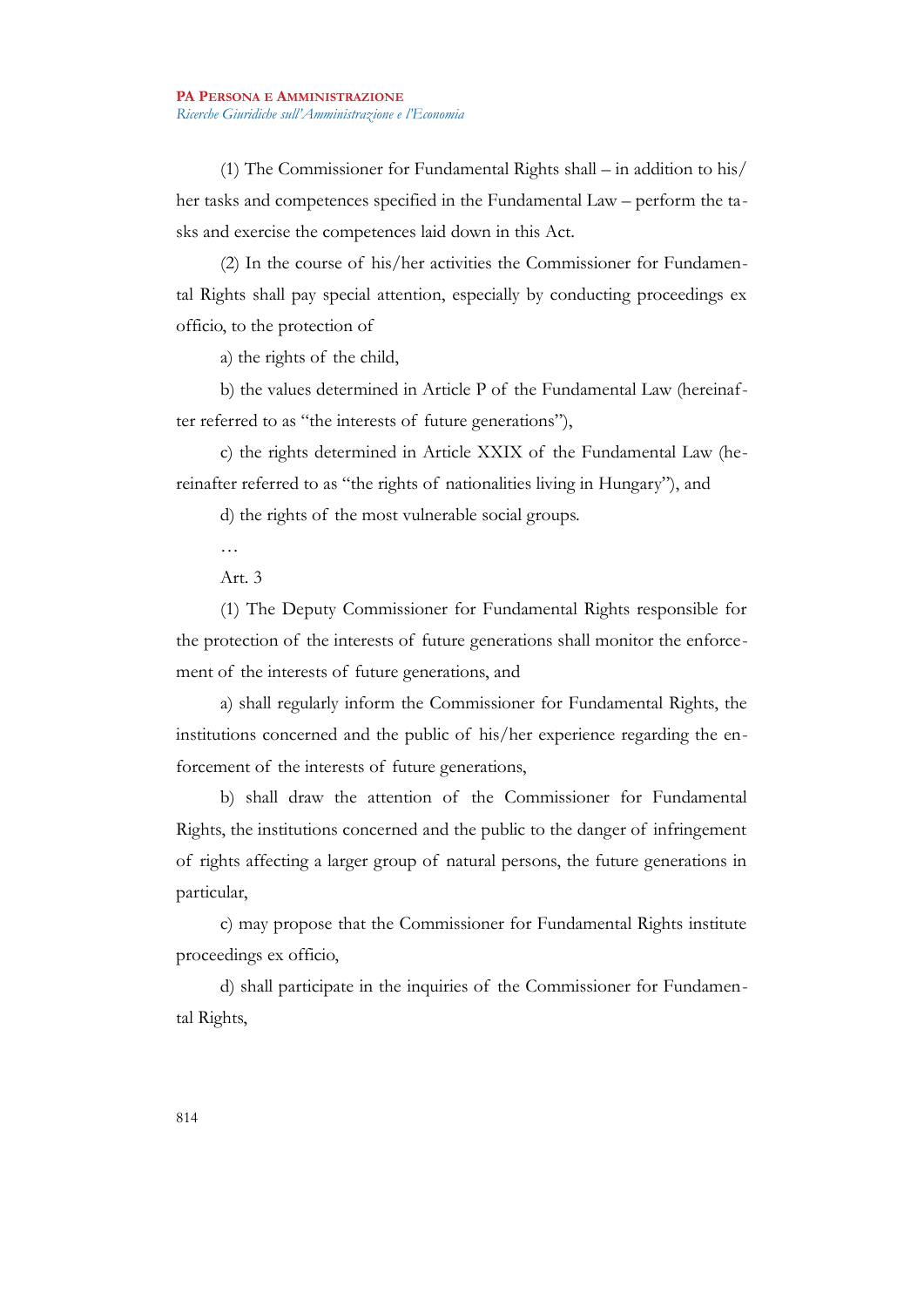(1) The Commissioner for Fundamental Rights shall – in addition to his/her tasks and competences specified in the Fundamental Law – perform the tasks and exercise the competences laid down in this Act.

(2) In the course of his/her activities the Commissioner for Fundamental Rights shall pay special attention, especially by conducting proceedings ex officio, to the protection of

a) the rights of the child,

b) the values determined in Article P of the Fundamental Law (hereinafter referred to as "the interests of future generations"),

c) the rights determined in Article XXIX of the Fundamental Law (hereinafter referred to as "the rights of nationalities living in Hungary"), and

d) the rights of the most vulnerable social groups.

…

Art. 3

(1) The Deputy Commissioner for Fundamental Rights responsible for the protection of the interests of future generations shall monitor the enforcement of the interests of future generations, and

a) shall regularly inform the Commissioner for Fundamental Rights, the institutions concerned and the public of his/her experience regarding the enforcement of the interests of future generations,

b) shall draw the attention of the Commissioner for Fundamental Rights, the institutions concerned and the public to the danger of infringement of rights affecting a larger group of natural persons, the future generations in particular,

c) may propose that the Commissioner for Fundamental Rights institute proceedings ex officio,

d) shall participate in the inquiries of the Commissioner for Fundamental Rights,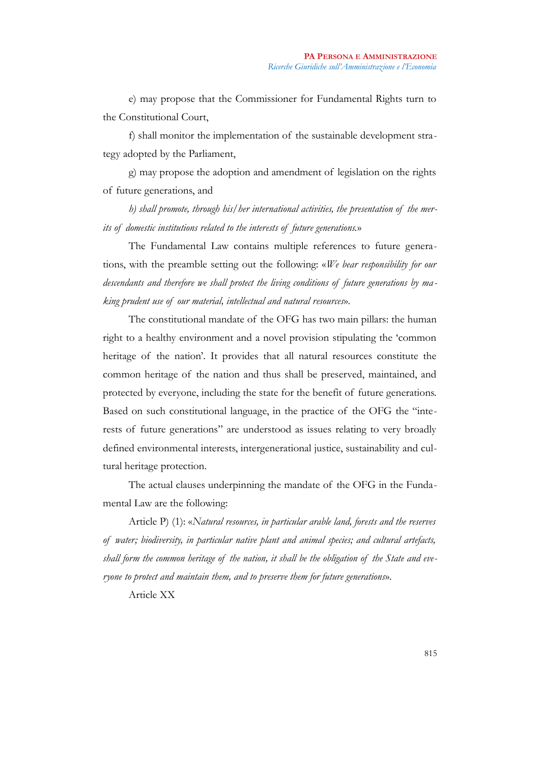e) may propose that the Commissioner for Fundamental Rights turn to the Constitutional Court,

f) shall monitor the implementation of the sustainable development strategy adopted by the Parliament,

g) may propose the adoption and amendment of legislation on the rights of future generations, and

*h) shall promote, through his/her international activities, the presentation of the merits of domestic institutions related to the interests of future generations.*»

The Fundamental Law contains multiple references to future generations, with the preamble setting out the following: «*We bear responsibility for our descendants and therefore we shall protect the living conditions of future generations by making prudent use of our material, intellectual and natural resources*».

The constitutional mandate of the OFG has two main pillars: the human right to a healthy environment and a novel provision stipulating the 'common heritage of the nation'. It provides that all natural resources constitute the common heritage of the nation and thus shall be preserved, maintained, and protected by everyone, including the state for the benefit of future generations. Based on such constitutional language, in the practice of the OFG the "interests of future generations" are understood as issues relating to very broadly defined environmental interests, intergenerational justice, sustainability and cultural heritage protection.

The actual clauses underpinning the mandate of the OFG in the Fundamental Law are the following:

Article P) (1): «*Natural resources, in particular arable land, forests and the reserves of water; biodiversity, in particular native plant and animal species; and cultural artefacts, shall form the common heritage of the nation, it shall be the obligation of the State and everyone to protect and maintain them, and to preserve them for future generations*».

Article XX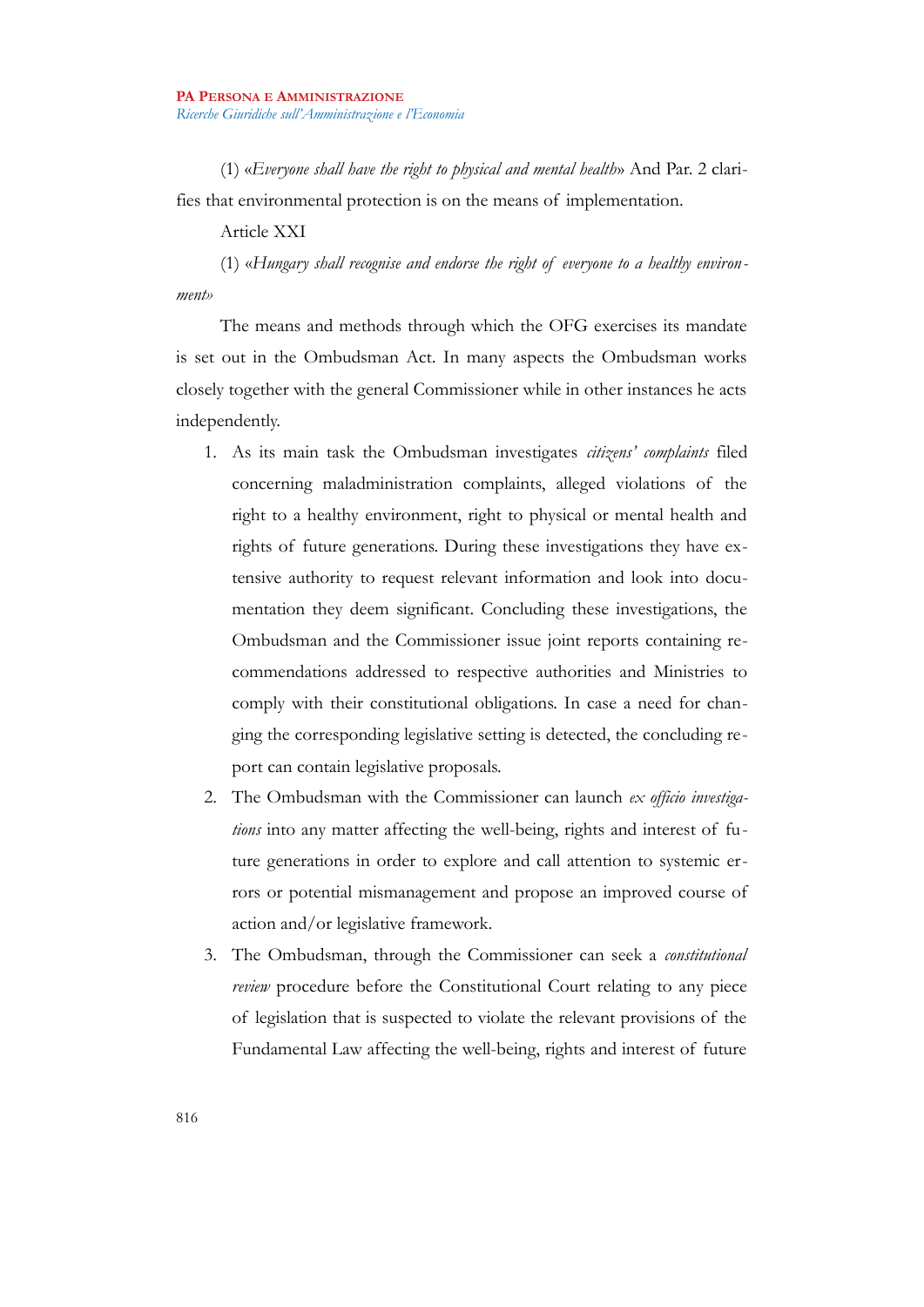(1) «*Everyone shall have the right to physical and mental health*» And Par. 2 clarifies that environmental protection is on the means of implementation.

Article XXI

(1) «*Hungary shall recognise and endorse the right of everyone to a healthy environment*»

The means and methods through which the OFG exercises its mandate is set out in the Ombudsman Act. In many aspects the Ombudsman works closely together with the general Commissioner while in other instances he acts independently.

1. As its main task the Ombudsman investigates *citizens' complaints* filed concerning maladministration complaints, alleged violations of the right to a healthy environment, right to physical or mental health and rights of future generations. During these investigations they have extensive authority to request relevant information and look into documentation they deem significant. Concluding these investigations, the Ombudsman and the Commissioner issue joint reports containing recommendations addressed to respective authorities and Ministries to comply with their constitutional obligations. In case a need for changing the corresponding legislative setting is detected, the concluding report can contain legislative proposals.
2. The Ombudsman with the Commissioner can launch *ex officio investigations* into any matter affecting the well-being, rights and interest of future generations in order to explore and call attention to systemic errors or potential mismanagement and propose an improved course of action and/or legislative framework.
3. The Ombudsman, through the Commissioner can seek a *constitutional review* procedure before the Constitutional Court relating to any piece of legislation that is suspected to violate the relevant provisions of the Fundamental Law affecting the well-being, rights and interest of future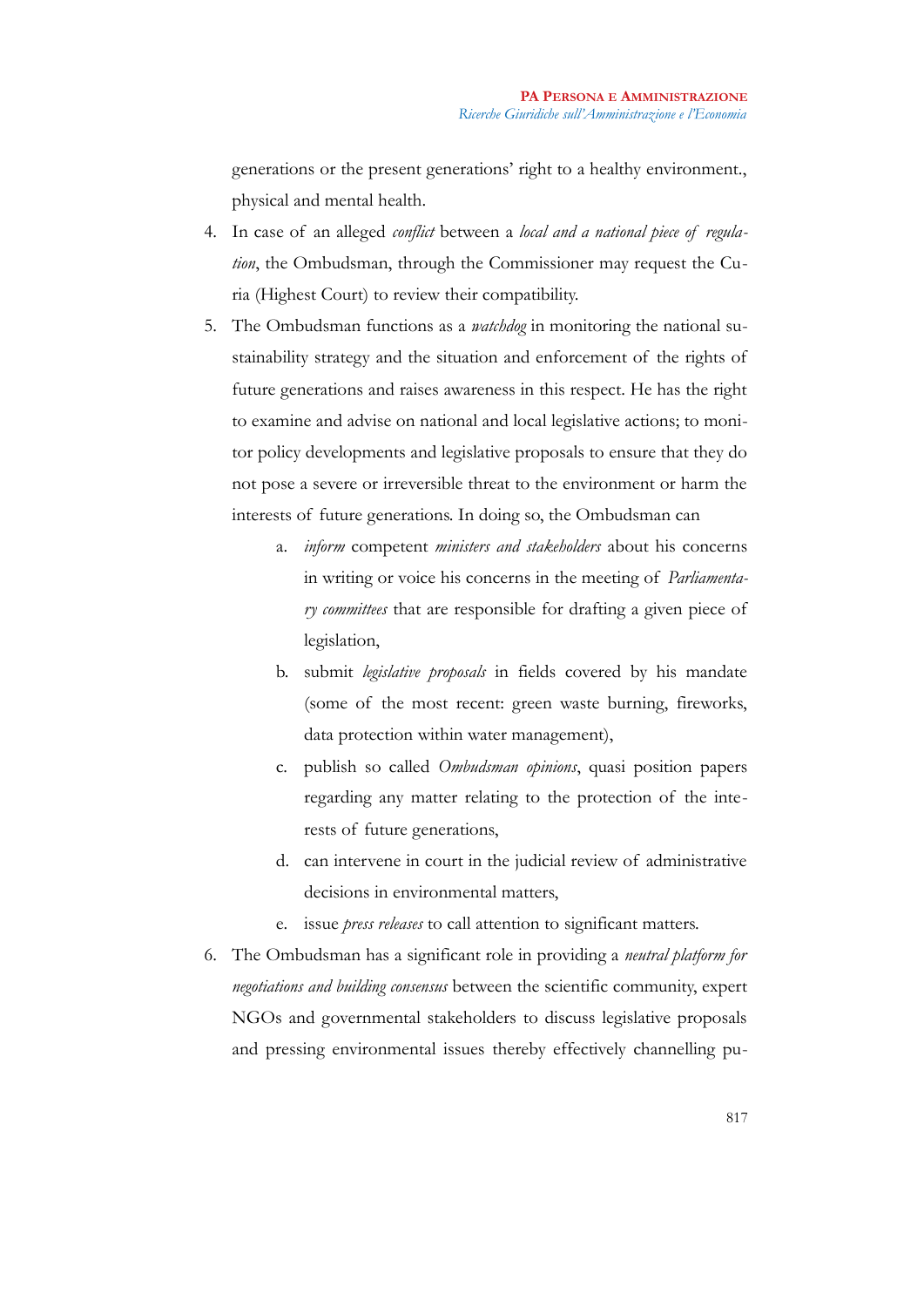generations or the present generations' right to a healthy environment., physical and mental health.

4. In case of an alleged *conflict* between a *local and a national piece of regulation*, the Ombudsman, through the Commissioner may request the Curia (Highest Court) to review their compatibility.
5. The Ombudsman functions as a *watchdog* in monitoring the national sustainability strategy and the situation and enforcement of the rights of future generations and raises awareness in this respect. He has the right to examine and advise on national and local legislative actions; to monitor policy developments and legislative proposals to ensure that they do not pose a severe or irreversible threat to the environment or harm the interests of future generations. In doing so, the Ombudsman can
    a. *inform* competent *ministers and stakeholders* about his concerns in writing or voice his concerns in the meeting of *Parliamentary committees* that are responsible for drafting a given piece of legislation,
    b. submit *legislative proposals* in fields covered by his mandate (some of the most recent: green waste burning, fireworks, data protection within water management),
    c. publish so called *Ombudsman opinions*, quasi position papers regarding any matter relating to the protection of the interests of future generations,
    d. can intervene in court in the judicial review of administrative decisions in environmental matters,
    e. issue *press releases* to call attention to significant matters.
6. The Ombudsman has a significant role in providing a *neutral platform for negotiations and building consensus* between the scientific community, expert NGOs and governmental stakeholders to discuss legislative proposals and pressing environmental issues thereby effectively channelling pu-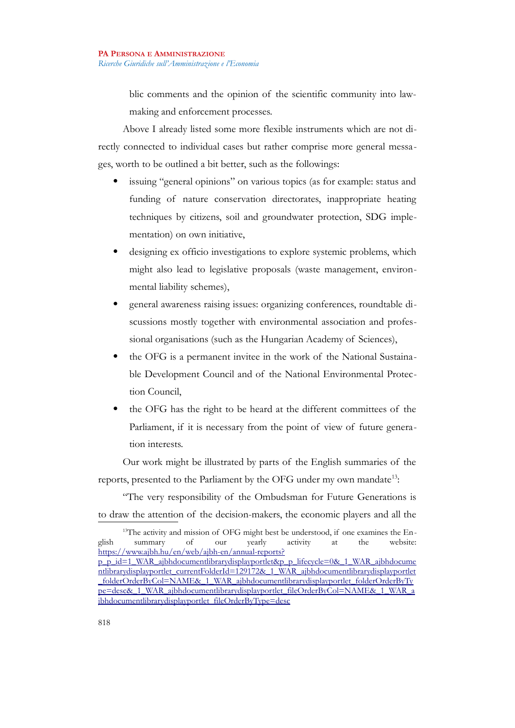blic comments and the opinion of the scientific community into law-making and enforcement processes.

Above I already listed some more flexible instruments which are not directly connected to individual cases but rather comprise more general messages, worth to be outlined a bit better, such as the followings:

- issuing "general opinions" on various topics (as for example: status and funding of nature conservation directorates, inappropriate heating techniques by citizens, soil and groundwater protection, SDG implementation) on own initiative,
- designing ex officio investigations to explore systemic problems, which might also lead to legislative proposals (waste management, environmental liability schemes),
- general awareness raising issues: organizing conferences, roundtable discussions mostly together with environmental association and professional organisations (such as the Hungarian Academy of Sciences),
- the OFG is a permanent invitee in the work of the National Sustainable Development Council and of the National Environmental Protection Council,
- the OFG has the right to be heard at the different committees of the Parliament, if it is necessary from the point of view of future generation interests.

Our work might be illustrated by parts of the English summaries of the reports, presented to the Parliament by the OFG under my own mandate[13]:

"The very responsibility of the Ombudsman for Future Generations is to draw the attention of the decision-makers, the economic players and all the

[13] The activity and mission of OFG might best be understood, if one examines the English summary of our yearly activity at the website: https://www.ajbh.hu/en/web/ajbh-en/annual-reports?p_p_id=1_WAR_ajbhdocumentlibrarydisplayportlet&p_p_lifecycle=0&_1_WAR_ajbhdocumentlibrarydisplayportlet_currentFolderId=129172&_1_WAR_ajbhdocumentlibrarydisplayportlet_folderOrderByCol=NAME&_1_WAR_ajbhdocumentlibrarydisplayportlet_folderOrderByType=desc&_1_WAR_ajbhdocumentlibrarydisplayportlet_fileOrderByCol=NAME&_1_WAR_ajbhdocumentlibrarydisplayportlet_fileOrderByType=desc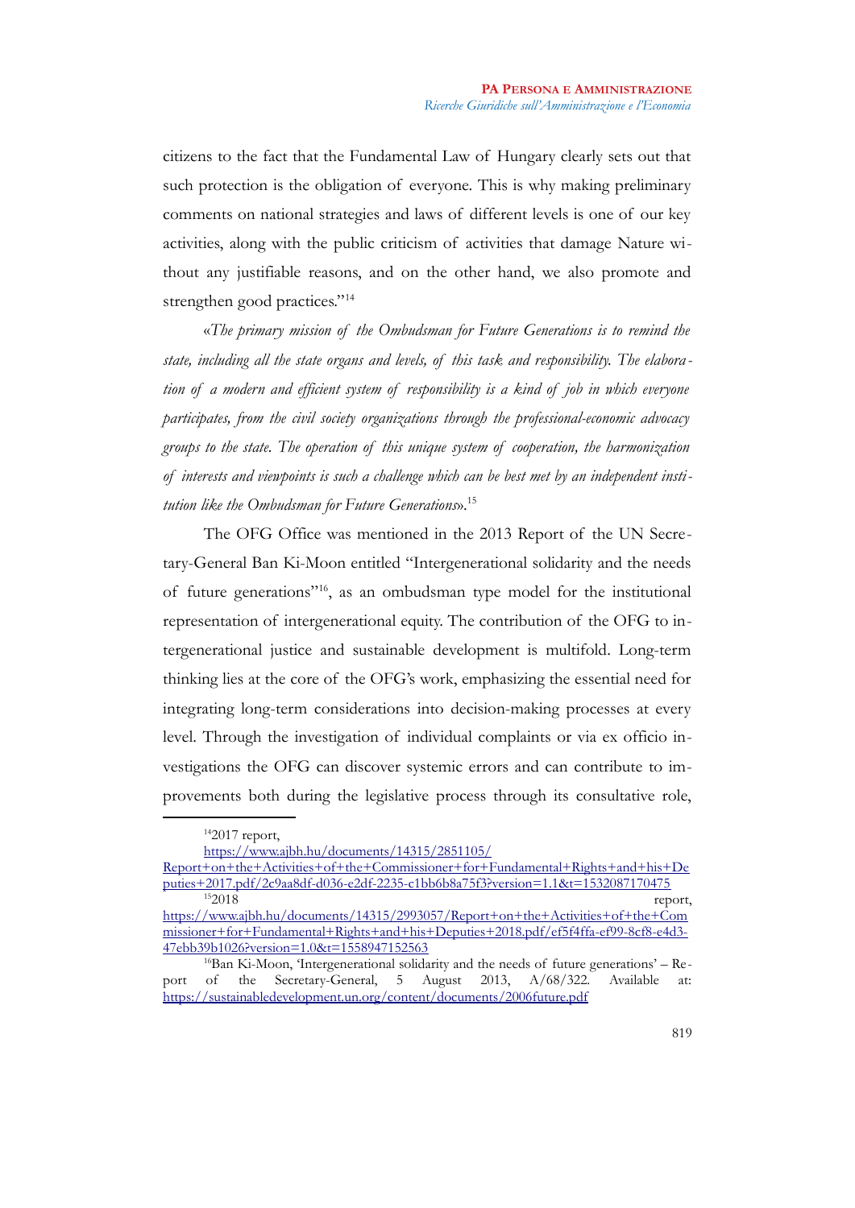citizens to the fact that the Fundamental Law of Hungary clearly sets out that such protection is the obligation of everyone. This is why making preliminary comments on national strategies and laws of different levels is one of our key activities, along with the public criticism of activities that damage Nature without any justifiable reasons, and on the other hand, we also promote and strengthen good practices."[14]

«*The primary mission of the Ombudsman for Future Generations is to remind the state, including all the state organs and levels, of this task and responsibility. The elaboration of a modern and efficient system of responsibility is a kind of job in which everyone participates, from the civil society organizations through the professional-economic advocacy groups to the state. The operation of this unique system of cooperation, the harmonization of interests and viewpoints is such a challenge which can be best met by an independent institution like the Ombudsman for Future Generations*».[15]

The OFG Office was mentioned in the 2013 Report of the UN Secretary-General Ban Ki-Moon entitled "Intergenerational solidarity and the needs of future generations"[16], as an ombudsman type model for the institutional representation of intergenerational equity. The contribution of the OFG to intergenerational justice and sustainable development is multifold. Long-term thinking lies at the core of the OFG's work, emphasizing the essential need for integrating long-term considerations into decision-making processes at every level. Through the investigation of individual complaints or via ex officio investigations the OFG can discover systemic errors and can contribute to improvements both during the legislative process through its consultative role,

---

[14] 2017 report, https://www.ajbh.hu/documents/14315/2851105/Report+on+the+Activities+of+the+Commissioner+for+Fundamental+Rights+and+his+Deputies+2017.pdf/2c9aa8df-d036-e2df-2235-c1bb6b8a75f3?version=1.1&t=1532087170475

[15] 2018 report, https://www.ajbh.hu/documents/14315/2993057/Report+on+the+Activities+of+the+Commissioner+for+Fundamental+Rights+and+his+Deputies+2018.pdf/ef5f4ffa-ef99-8cf8-e4d3-47ebb39b1026?version=1.0&t=1558947152563

[16] Ban Ki-Moon, 'Intergenerational solidarity and the needs of future generations' – Report of the Secretary-General, 5 August 2013, A/68/322. Available at: https://sustainabledevelopment.un.org/content/documents/2006future.pdf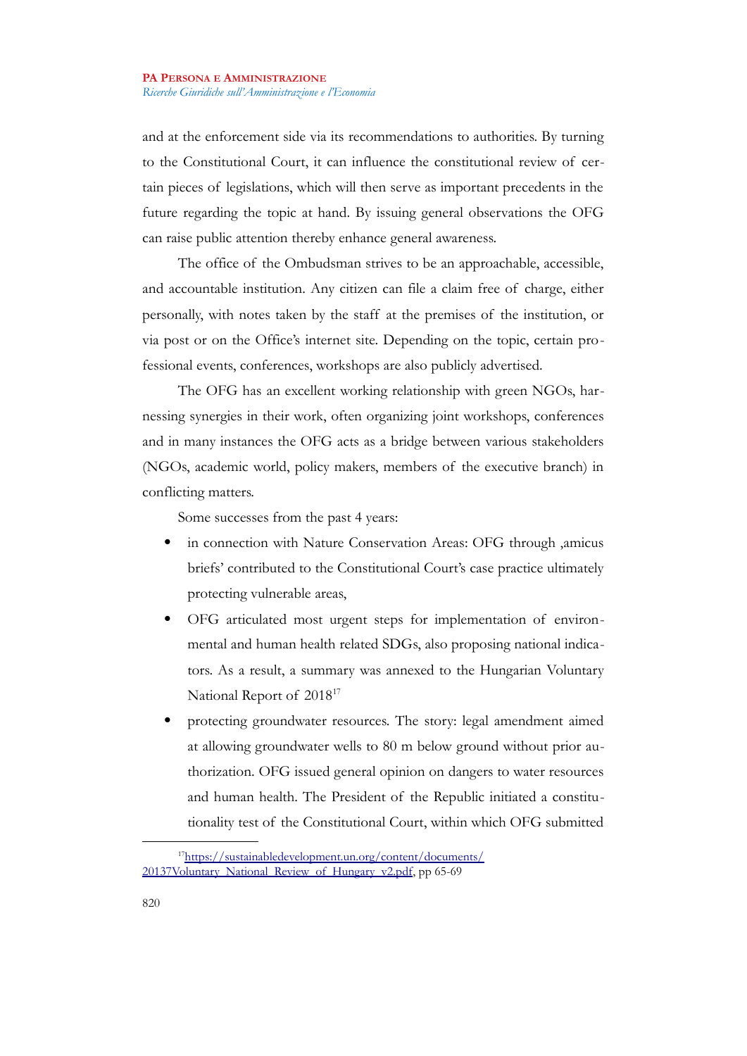and at the enforcement side via its recommendations to authorities. By turning to the Constitutional Court, it can influence the constitutional review of certain pieces of legislations, which will then serve as important precedents in the future regarding the topic at hand. By issuing general observations the OFG can raise public attention thereby enhance general awareness.

The office of the Ombudsman strives to be an approachable, accessible, and accountable institution. Any citizen can file a claim free of charge, either personally, with notes taken by the staff at the premises of the institution, or via post or on the Office's internet site. Depending on the topic, certain professional events, conferences, workshops are also publicly advertised.

The OFG has an excellent working relationship with green NGOs, harnessing synergies in their work, often organizing joint workshops, conferences and in many instances the OFG acts as a bridge between various stakeholders (NGOs, academic world, policy makers, members of the executive branch) in conflicting matters.

Some successes from the past 4 years:

- in connection with Nature Conservation Areas: OFG through ‚amicus briefs' contributed to the Constitutional Court's case practice ultimately protecting vulnerable areas,
- OFG articulated most urgent steps for implementation of environmental and human health related SDGs, also proposing national indicators. As a result, a summary was annexed to the Hungarian Voluntary National Report of 2018[17]
- protecting groundwater resources. The story: legal amendment aimed at allowing groundwater wells to 80 m below ground without prior authorization. OFG issued general opinion on dangers to water resources and human health. The President of the Republic initiated a constitutionality test of the Constitutional Court, within which OFG submitted

---

[17] https://sustainabledevelopment.un.org/content/documents/20137Voluntary_National_Review_of_Hungary_v2.pdf, pp 65-69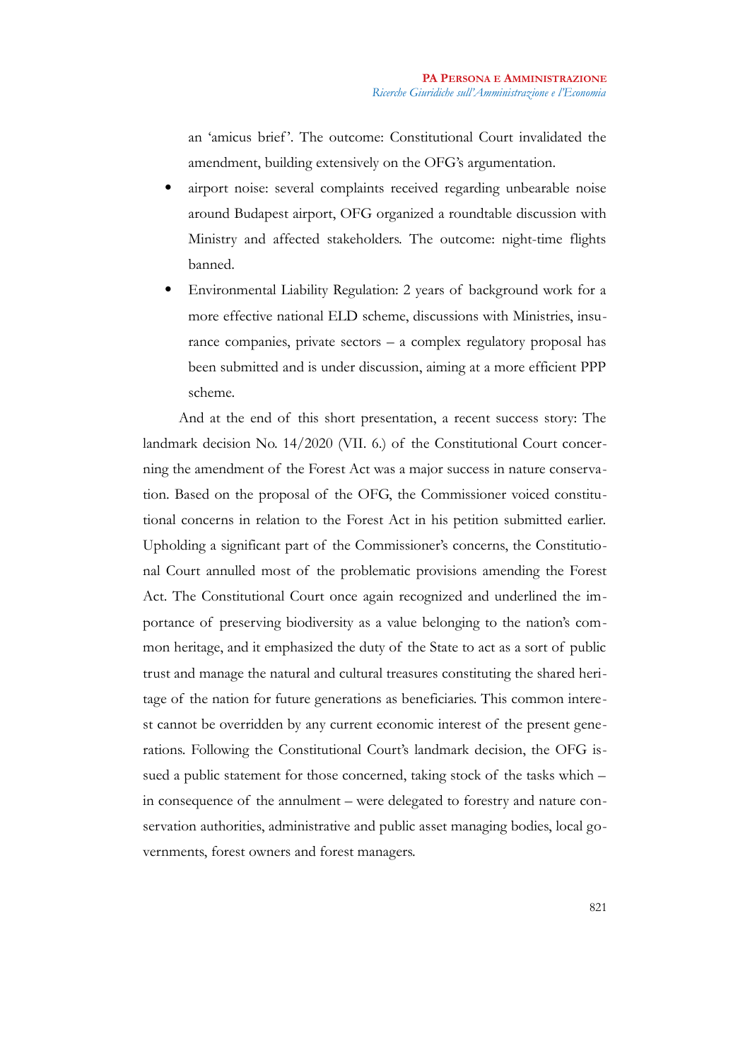an 'amicus brief'. The outcome: Constitutional Court invalidated the amendment, building extensively on the OFG's argumentation.

- airport noise: several complaints received regarding unbearable noise around Budapest airport, OFG organized a roundtable discussion with Ministry and affected stakeholders. The outcome: night-time flights banned.
- Environmental Liability Regulation: 2 years of background work for a more effective national ELD scheme, discussions with Ministries, insurance companies, private sectors – a complex regulatory proposal has been submitted and is under discussion, aiming at a more efficient PPP scheme.

And at the end of this short presentation, a recent success story: The landmark decision No. 14/2020 (VII. 6.) of the Constitutional Court concerning the amendment of the Forest Act was a major success in nature conservation. Based on the proposal of the OFG, the Commissioner voiced constitutional concerns in relation to the Forest Act in his petition submitted earlier. Upholding a significant part of the Commissioner's concerns, the Constitutional Court annulled most of the problematic provisions amending the Forest Act. The Constitutional Court once again recognized and underlined the importance of preserving biodiversity as a value belonging to the nation's common heritage, and it emphasized the duty of the State to act as a sort of public trust and manage the natural and cultural treasures constituting the shared heritage of the nation for future generations as beneficiaries. This common interest cannot be overridden by any current economic interest of the present generations. Following the Constitutional Court's landmark decision, the OFG issued a public statement for those concerned, taking stock of the tasks which – in consequence of the annulment – were delegated to forestry and nature conservation authorities, administrative and public asset managing bodies, local governments, forest owners and forest managers.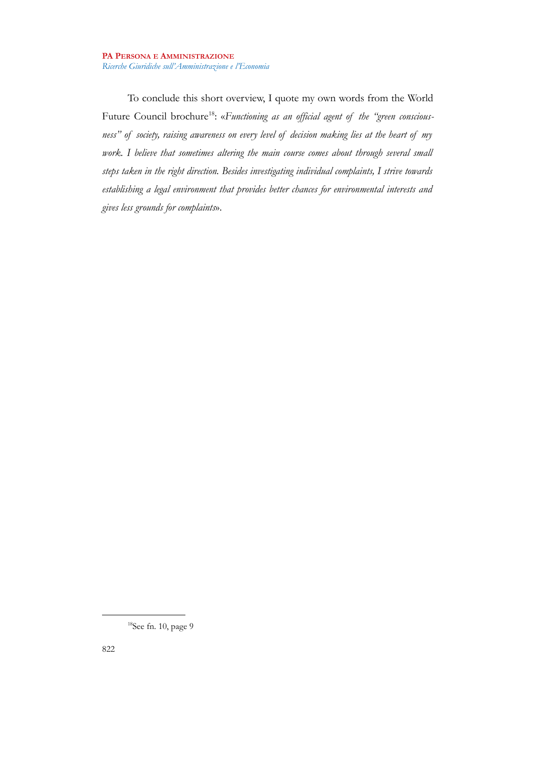To conclude this short overview, I quote my own words from the World Future Council brochure[18]: «*Functioning as an official agent of the "green consciousness" of society, raising awareness on every level of decision making lies at the heart of my work. I believe that sometimes altering the main course comes about through several small steps taken in the right direction. Besides investigating individual complaints, I strive towards establishing a legal environment that provides better chances for environmental interests and gives less grounds for complaints*».

---

[18] See fn. 10, page 9